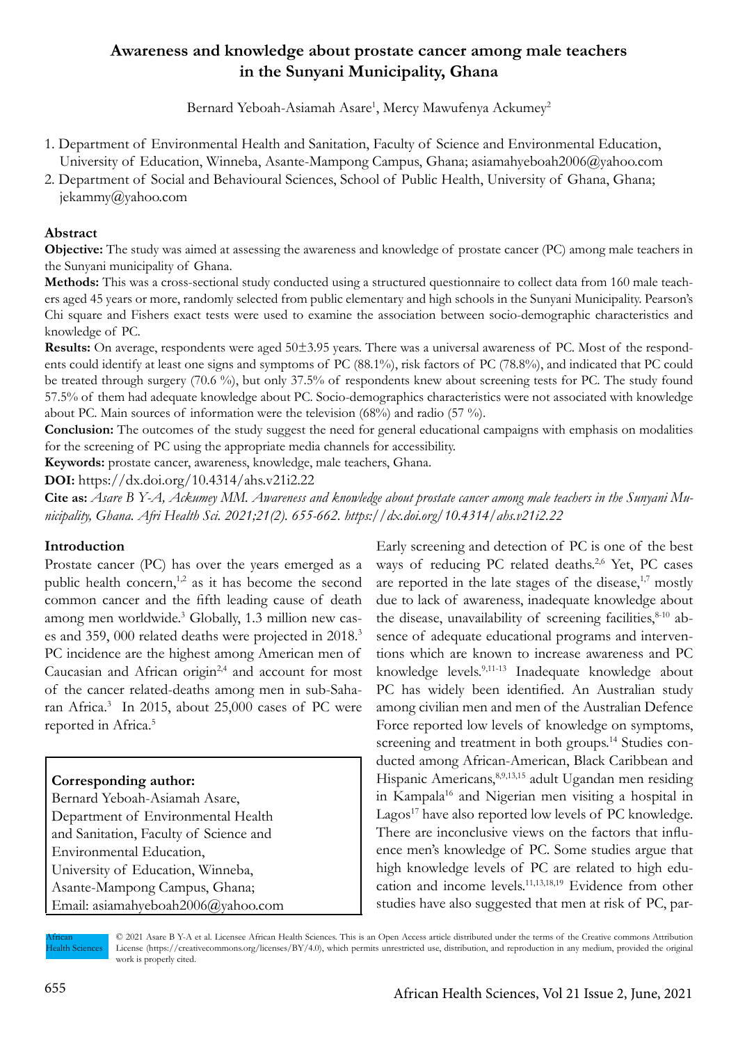# Awareness and knowledge about prostate cancer among male teachers in the Sunyani Municipality, Ghana

Bernard Yeboah-Asiamah Asare[1], Mercy Mawufenya Ackumey[2]

1. Department of Environmental Health and Sanitation, Faculty of Science and Environmental Education, University of Education, Winneba, Asante-Mampong Campus, Ghana; asiamahyeboah2006@yahoo.com
2. Department of Social and Behavioural Sciences, School of Public Health, University of Ghana, Ghana; jekammy@yahoo.com

## Abstract

**Objective:** The study was aimed at assessing the awareness and knowledge of prostate cancer (PC) among male teachers in the Sunyani municipality of Ghana.

**Methods:** This was a cross-sectional study conducted using a structured questionnaire to collect data from 160 male teachers aged 45 years or more, randomly selected from public elementary and high schools in the Sunyani Municipality. Pearson's Chi square and Fishers exact tests were used to examine the association between socio-demographic characteristics and knowledge of PC.

**Results:** On average, respondents were aged 50±3.95 years. There was a universal awareness of PC. Most of the respondents could identify at least one signs and symptoms of PC (88.1%), risk factors of PC (78.8%), and indicated that PC could be treated through surgery (70.6 %), but only 37.5% of respondents knew about screening tests for PC. The study found 57.5% of them had adequate knowledge about PC. Socio-demographics characteristics were not associated with knowledge about PC. Main sources of information were the television (68%) and radio (57 %).

**Conclusion:** The outcomes of the study suggest the need for general educational campaigns with emphasis on modalities for the screening of PC using the appropriate media channels for accessibility.

**Keywords:** prostate cancer, awareness, knowledge, male teachers, Ghana.

**DOI:** https://dx.doi.org/10.4314/ahs.v21i2.22

**Cite as:** *Asare B Y-A, Ackumey MM. Awareness and knowledge about prostate cancer among male teachers in the Sunyani Municipality, Ghana. Afri Health Sci. 2021;21(2). 655-662. https://dx.doi.org/10.4314/ahs.v21i2.22*

## Introduction

Prostate cancer (PC) has over the years emerged as a public health concern,[1,2] as it has become the second common cancer and the fifth leading cause of death among men worldwide.[3] Globally, 1.3 million new cases and 359, 000 related deaths were projected in 2018.[3] PC incidence are the highest among American men of Caucasian and African origin[2,4] and account for most of the cancer related-deaths among men in sub-Saharan Africa.[3] In 2015, about 25,000 cases of PC were reported in Africa.[5]

**Corresponding author:**
Bernard Yeboah-Asiamah Asare,
Department of Environmental Health and Sanitation, Faculty of Science and Environmental Education,
University of Education, Winneba,
Asante-Mampong Campus, Ghana;
Email: asiamahyeboah2006@yahoo.com

Early screening and detection of PC is one of the best ways of reducing PC related deaths.[2,6] Yet, PC cases are reported in the late stages of the disease,[1,7] mostly due to lack of awareness, inadequate knowledge about the disease, unavailability of screening facilities,[8-10] absence of adequate educational programs and interventions which are known to increase awareness and PC knowledge levels.[9,11-13] Inadequate knowledge about PC has widely been identified. An Australian study among civilian men and men of the Australian Defence Force reported low levels of knowledge on symptoms, screening and treatment in both groups.[14] Studies conducted among African-American, Black Caribbean and Hispanic Americans,[8,9,13,15] adult Ugandan men residing in Kampala[16] and Nigerian men visiting a hospital in Lagos[17] have also reported low levels of PC knowledge. There are inconclusive views on the factors that influence men's knowledge of PC. Some studies argue that high knowledge levels of PC are related to high education and income levels.[11,13,18,19] Evidence from other studies have also suggested that men at risk of PC, par-

© 2021 Asare B Y-A et al. Licensee African Health Sciences. This is an Open Access article distributed under the terms of the Creative commons Attribution License (https://creativecommons.org/licenses/BY/4.0), which permits unrestricted use, distribution, and reproduction in any medium, provided the original work is properly cited.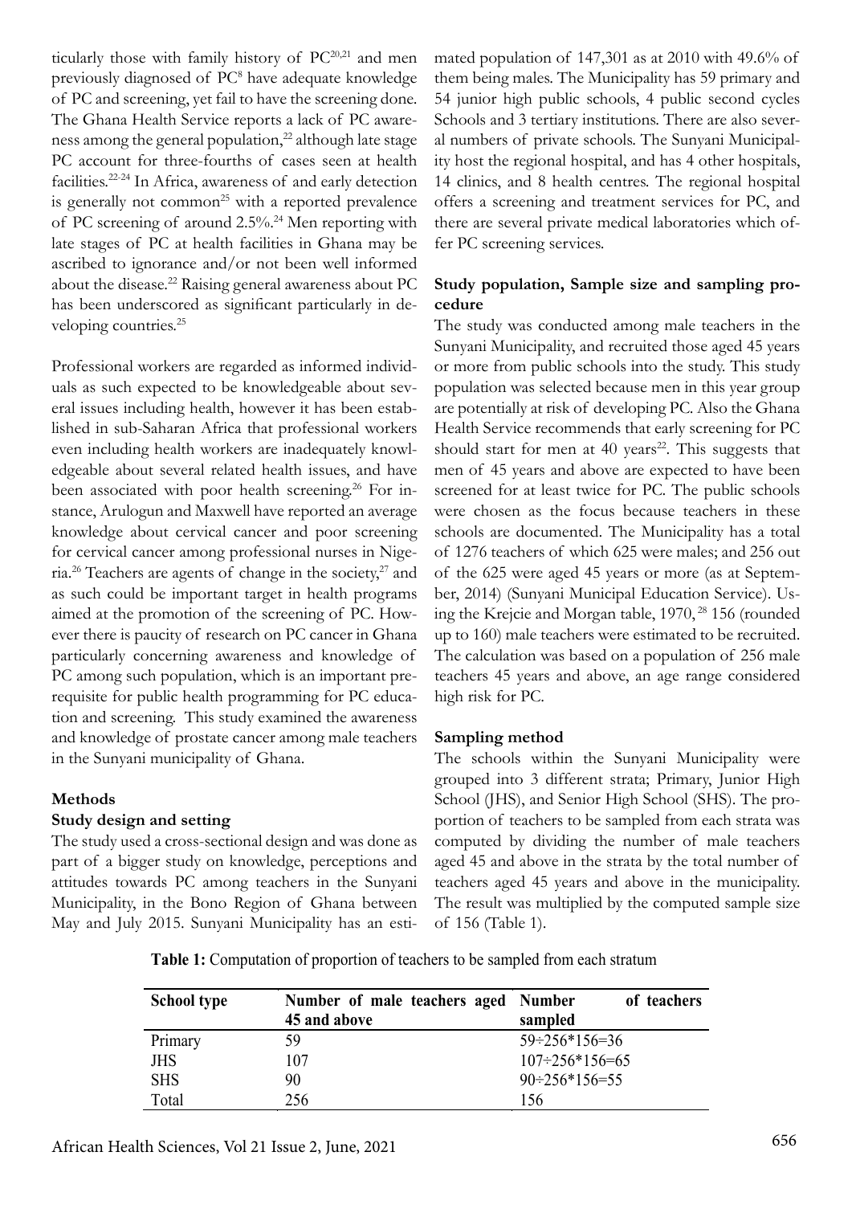ticularly those with family history of PC[20,21] and men previously diagnosed of PC[8] have adequate knowledge of PC and screening, yet fail to have the screening done. The Ghana Health Service reports a lack of PC awareness among the general population,[22] although late stage PC account for three-fourths of cases seen at health facilities.[22-24] In Africa, awareness of and early detection is generally not common[25] with a reported prevalence of PC screening of around 2.5%.[24] Men reporting with late stages of PC at health facilities in Ghana may be ascribed to ignorance and/or not been well informed about the disease.[22] Raising general awareness about PC has been underscored as significant particularly in developing countries.[25]

Professional workers are regarded as informed individuals as such expected to be knowledgeable about several issues including health, however it has been established in sub-Saharan Africa that professional workers even including health workers are inadequately knowledgeable about several related health issues, and have been associated with poor health screening.[26] For instance, Arulogun and Maxwell have reported an average knowledge about cervical cancer and poor screening for cervical cancer among professional nurses in Nigeria.[26] Teachers are agents of change in the society,[27] and as such could be important target in health programs aimed at the promotion of the screening of PC. However there is paucity of research on PC cancer in Ghana particularly concerning awareness and knowledge of PC among such population, which is an important prerequisite for public health programming for PC education and screening. This study examined the awareness and knowledge of prostate cancer among male teachers in the Sunyani municipality of Ghana.

## Methods

### Study design and setting

The study used a cross-sectional design and was done as part of a bigger study on knowledge, perceptions and attitudes towards PC among teachers in the Sunyani Municipality, in the Bono Region of Ghana between May and July 2015. Sunyani Municipality has an estimated population of 147,301 as at 2010 with 49.6% of them being males. The Municipality has 59 primary and 54 junior high public schools, 4 public second cycles Schools and 3 tertiary institutions. There are also several numbers of private schools. The Sunyani Municipality host the regional hospital, and has 4 other hospitals, 14 clinics, and 8 health centres. The regional hospital offers a screening and treatment services for PC, and there are several private medical laboratories which offer PC screening services.

### Study population, Sample size and sampling procedure

The study was conducted among male teachers in the Sunyani Municipality, and recruited those aged 45 years or more from public schools into the study. This study population was selected because men in this year group are potentially at risk of developing PC. Also the Ghana Health Service recommends that early screening for PC should start for men at 40 years[22]. This suggests that men of 45 years and above are expected to have been screened for at least twice for PC. The public schools were chosen as the focus because teachers in these schools are documented. The Municipality has a total of 1276 teachers of which 625 were males; and 256 out of the 625 were aged 45 years or more (as at September, 2014) (Sunyani Municipal Education Service). Using the Krejcie and Morgan table, 1970, [28] 156 (rounded up to 160) male teachers were estimated to be recruited. The calculation was based on a population of 256 male teachers 45 years and above, an age range considered high risk for PC.

### Sampling method

The schools within the Sunyani Municipality were grouped into 3 different strata; Primary, Junior High School (JHS), and Senior High School (SHS). The proportion of teachers to be sampled from each strata was computed by dividing the number of male teachers aged 45 and above in the strata by the total number of teachers aged 45 years and above in the municipality. The result was multiplied by the computed sample size of 156 (Table 1).

**Table 1:** Computation of proportion of teachers to be sampled from each stratum

| School type | Number of male teachers aged 45 and above | Number of teachers sampled |
|---|---|---|
| Primary | 59 | 59÷256*156=36 |
| JHS | 107 | 107÷256*156=65 |
| SHS | 90 | 90÷256*156=55 |
| Total | 256 | 156 |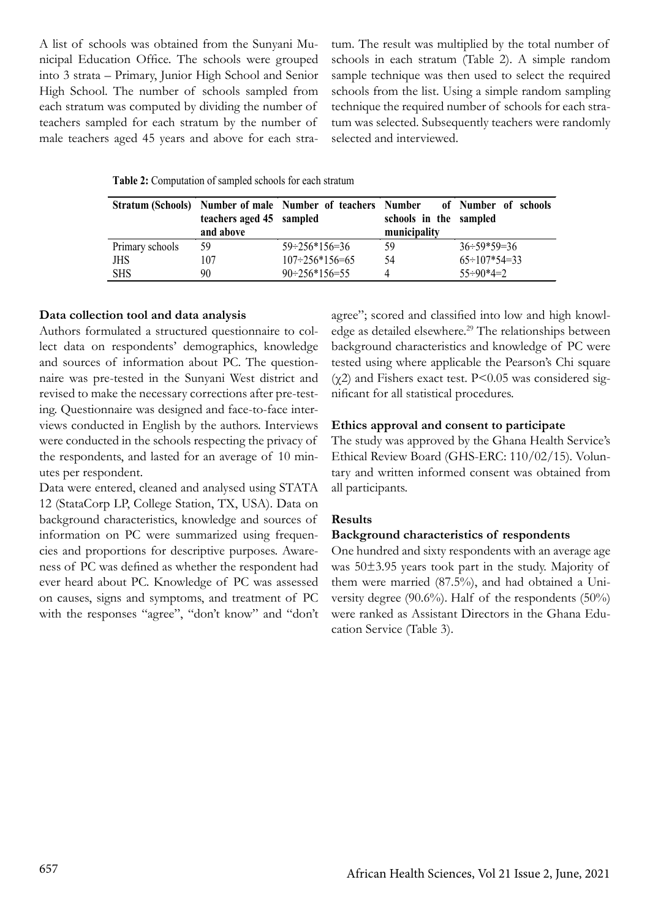A list of schools was obtained from the Sunyani Municipal Education Office. The schools were grouped into 3 strata – Primary, Junior High School and Senior High School. The number of schools sampled from each stratum was computed by dividing the number of teachers sampled for each stratum by the number of male teachers aged 45 years and above for each stratum. The result was multiplied by the total number of schools in each stratum (Table 2). A simple random sample technique was then used to select the required schools from the list. Using a simple random sampling technique the required number of schools for each stratum was selected. Subsequently teachers were randomly selected and interviewed.

**Table 2:** Computation of sampled schools for each stratum

| Stratum (Schools) | Number of male teachers aged 45 and above | Number of teachers sampled | Number of schools in the municipality | Number of schools sampled |
|---|---|---|---|---|
| Primary schools | 59 | 59÷256*156=36 | 59 | 36÷59*59=36 |
| JHS | 107 | 107÷256*156=65 | 54 | 65÷107*54=33 |
| SHS | 90 | 90÷256*156=55 | 4 | 55÷90*4=2 |

**Data collection tool and data analysis**

Authors formulated a structured questionnaire to collect data on respondents' demographics, knowledge and sources of information about PC. The questionnaire was pre-tested in the Sunyani West district and revised to make the necessary corrections after pre-testing. Questionnaire was designed and face-to-face interviews conducted in English by the authors. Interviews were conducted in the schools respecting the privacy of the respondents, and lasted for an average of 10 minutes per respondent.

Data were entered, cleaned and analysed using STATA 12 (StataCorp LP, College Station, TX, USA). Data on background characteristics, knowledge and sources of information on PC were summarized using frequencies and proportions for descriptive purposes. Awareness of PC was defined as whether the respondent had ever heard about PC. Knowledge of PC was assessed on causes, signs and symptoms, and treatment of PC with the responses "agree", "don't know" and "don't agree"; scored and classified into low and high knowledge as detailed elsewhere.[29] The relationships between background characteristics and knowledge of PC were tested using where applicable the Pearson's Chi square ($\chi 2$) and Fishers exact test. $P<0.05$ was considered significant for all statistical procedures.

**Ethics approval and consent to participate**

The study was approved by the Ghana Health Service's Ethical Review Board (GHS-ERC: 110/02/15). Voluntary and written informed consent was obtained from all participants.

**Results**

**Background characteristics of respondents**

One hundred and sixty respondents with an average age was 50±3.95 years took part in the study. Majority of them were married (87.5%), and had obtained a University degree (90.6%). Half of the respondents (50%) were ranked as Assistant Directors in the Ghana Education Service (Table 3).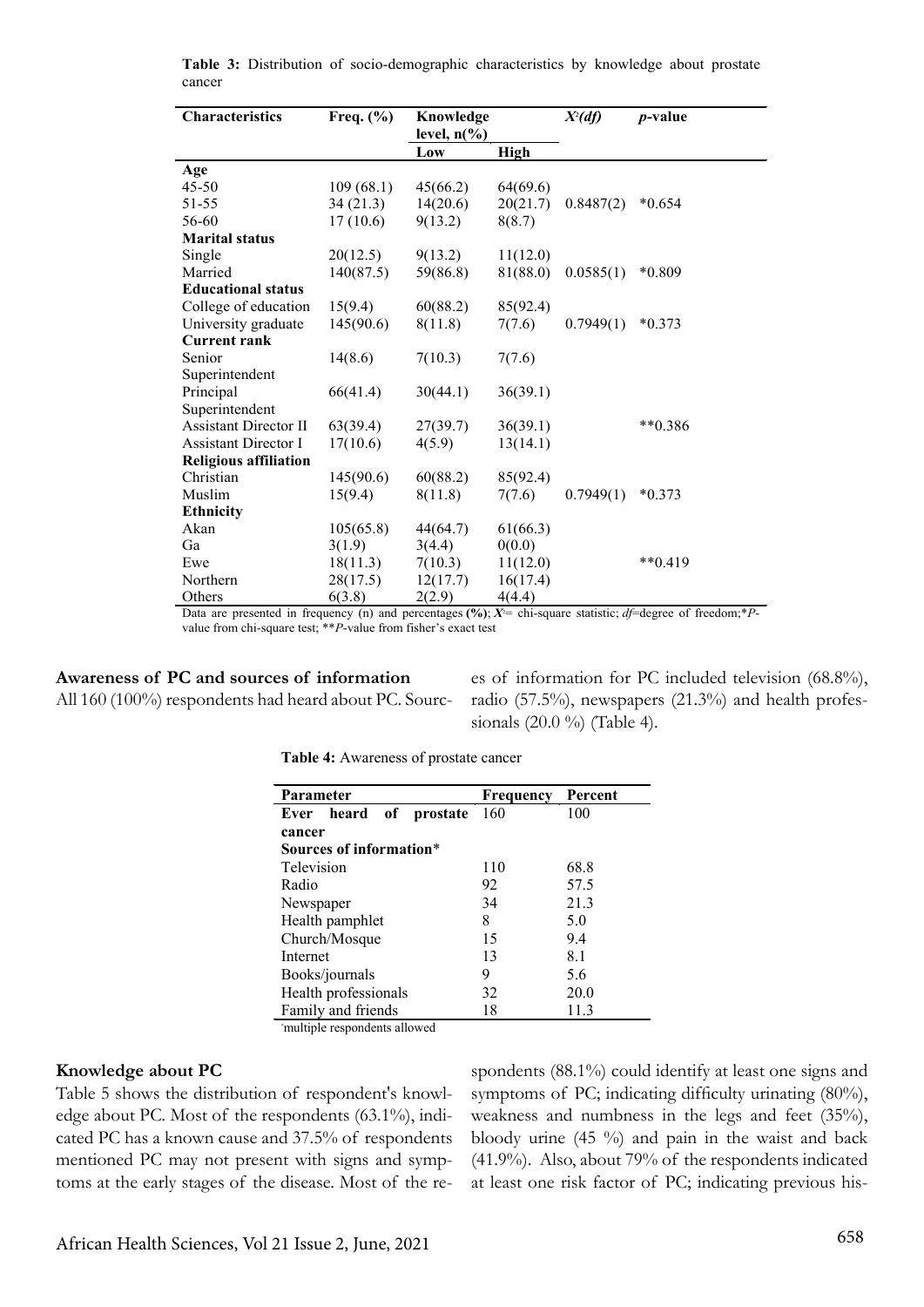**Table 3:** Distribution of socio-demographic characteristics by knowledge about prostate cancer

| Characteristics | Freq. (%) | Knowledge level, n(%) | | $X^2(df)$ | *p*-value |
|---|---|---|---|---|---|
| | | Low | High | | |
| **Age** | | | | | |
| 45-50 | 109 (68.1) | 45(66.2) | 64(69.6) | | |
| 51-55 | 34 (21.3) | 14(20.6) | 20(21.7) | 0.8487(2) | *0.654 |
| 56-60 | 17 (10.6) | 9(13.2) | 8(8.7) | | |
| **Marital status** | | | | | |
| Single | 20(12.5) | 9(13.2) | 11(12.0) | | |
| Married | 140(87.5) | 59(86.8) | 81(88.0) | 0.0585(1) | *0.809 |
| **Educational status** | | | | | |
| College of education | 15(9.4) | 60(88.2) | 85(92.4) | | |
| University graduate | 145(90.6) | 8(11.8) | 7(7.6) | 0.7949(1) | *0.373 |
| **Current rank** | | | | | |
| Senior Superintendent | 14(8.6) | 7(10.3) | 7(7.6) | | |
| Principal Superintendent | 66(41.4) | 30(44.1) | 36(39.1) | | |
| Assistant Director II | 63(39.4) | 27(39.7) | 36(39.1) | | **0.386 |
| Assistant Director I | 17(10.6) | 4(5.9) | 13(14.1) | | |
| **Religious affiliation** | | | | | |
| Christian | 145(90.6) | 60(88.2) | 85(92.4) | | |
| Muslim | 15(9.4) | 8(11.8) | 7(7.6) | 0.7949(1) | *0.373 |
| **Ethnicity** | | | | | |
| Akan | 105(65.8) | 44(64.7) | 61(66.3) | | |
| Ga | 3(1.9) | 3(4.4) | 0(0.0) | | |
| Ewe | 18(11.3) | 7(10.3) | 11(12.0) | | **0.419 |
| Northern | 28(17.5) | 12(17.7) | 16(17.4) | | |
| Others | 6(3.8) | 2(2.9) | 4(4.4) | | |

Data are presented in frequency (n) and percentages **(%)**; $X^2$= chi-square statistic; *df*=degree of freedom;\**P*-value from chi-square test; \*\**P*-value from fisher's exact test

### Awareness of PC and sources of information

All 160 (100%) respondents had heard about PC. Sources of information for PC included television (68.8%), radio (57.5%), newspapers (21.3%) and health professionals (20.0 %) (Table 4).

**Table 4:** Awareness of prostate cancer

| Parameter | Frequency | Percent |
|---|---|---|
| **Ever heard of prostate cancer** | 160 | 100 |
| **Sources of information*** | | |
| Television | 110 | 68.8 |
| Radio | 92 | 57.5 |
| Newspaper | 34 | 21.3 |
| Health pamphlet | 8 | 5.0 |
| Church/Mosque | 15 | 9.4 |
| Internet | 13 | 8.1 |
| Books/journals | 9 | 5.6 |
| Health professionals | 32 | 20.0 |
| Family and friends | 18 | 11.3 |

*multiple respondents allowed

### Knowledge about PC

Table 5 shows the distribution of respondent's knowledge about PC. Most of the respondents (63.1%), indicated PC has a known cause and 37.5% of respondents mentioned PC may not present with signs and symptoms at the early stages of the disease. Most of the respondents (88.1%) could identify at least one signs and symptoms of PC; indicating difficulty urinating (80%), weakness and numbness in the legs and feet (35%), bloody urine (45 %) and pain in the waist and back (41.9%). Also, about 79% of the respondents indicated at least one risk factor of PC; indicating previous his-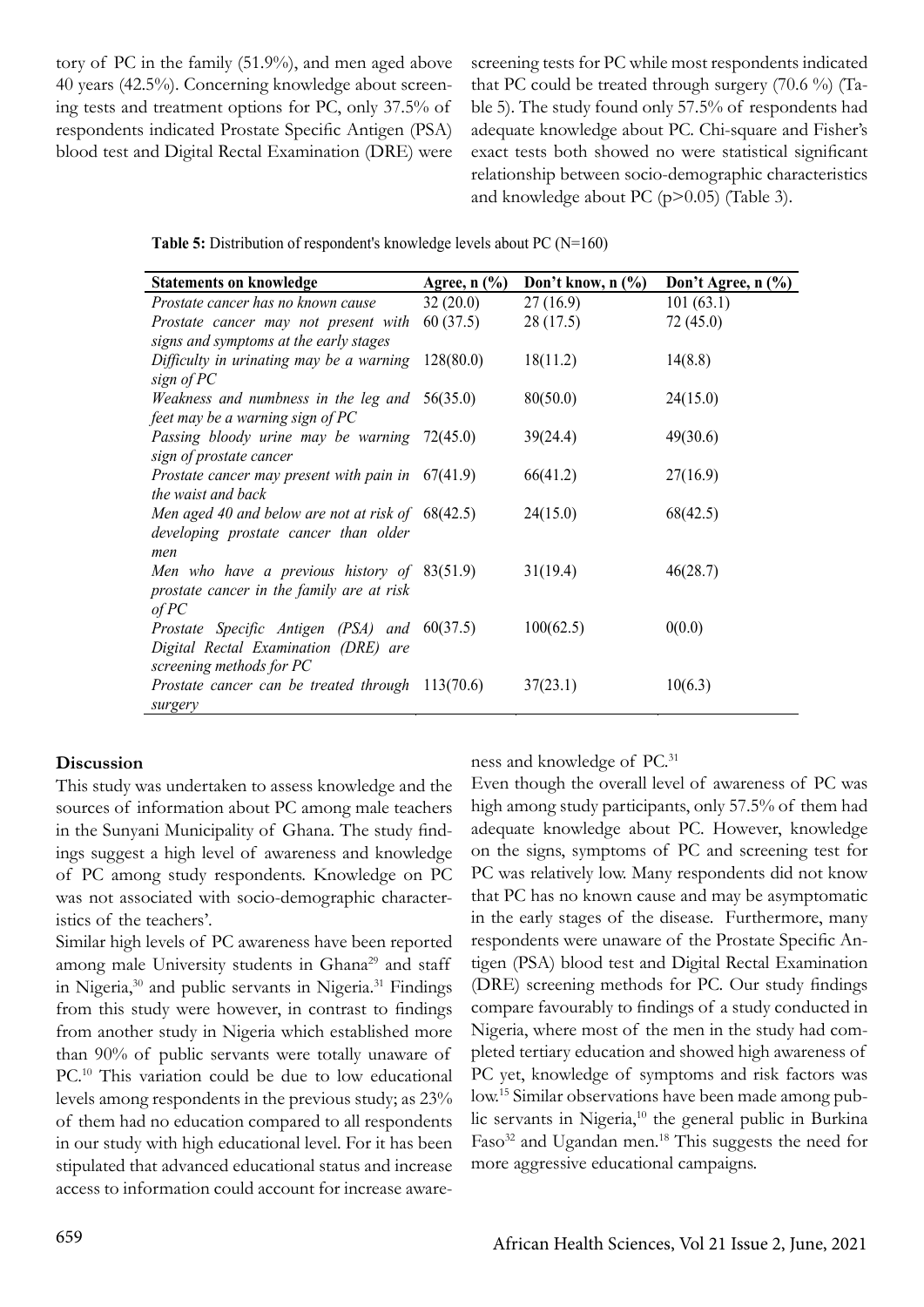tory of PC in the family (51.9%), and men aged above 40 years (42.5%). Concerning knowledge about screening tests and treatment options for PC, only 37.5% of respondents indicated Prostate Specific Antigen (PSA) blood test and Digital Rectal Examination (DRE) were screening tests for PC while most respondents indicated that PC could be treated through surgery (70.6 %) (Table 5). The study found only 57.5% of respondents had adequate knowledge about PC. Chi-square and Fisher's exact tests both showed no were statistical significant relationship between socio-demographic characteristics and knowledge about PC ($p>0.05$) (Table 3).

**Table 5:** Distribution of respondent's knowledge levels about PC (N=160)

| Statements on knowledge | Agree, n (%) | Don't know, n (%) | Don't Agree, n (%) |
|---|---|---|---|
| *Prostate cancer has no known cause* | 32 (20.0) | 27 (16.9) | 101 (63.1) |
| *Prostate cancer may not present with signs and symptoms at the early stages* | 60 (37.5) | 28 (17.5) | 72 (45.0) |
| *Difficulty in urinating may be a warning sign of PC* | 128(80.0) | 18(11.2) | 14(8.8) |
| *Weakness and numbness in the leg and feet may be a warning sign of PC* | 56(35.0) | 80(50.0) | 24(15.0) |
| *Passing bloody urine may be warning sign of prostate cancer* | 72(45.0) | 39(24.4) | 49(30.6) |
| *Prostate cancer may present with pain in the waist and back* | 67(41.9) | 66(41.2) | 27(16.9) |
| *Men aged 40 and below are not at risk of developing prostate cancer than older men* | 68(42.5) | 24(15.0) | 68(42.5) |
| *Men who have a previous history of prostate cancer in the family are at risk of PC* | 83(51.9) | 31(19.4) | 46(28.7) |
| *Prostate Specific Antigen (PSA) and Digital Rectal Examination (DRE) are screening methods for PC* | 60(37.5) | 100(62.5) | 0(0.0) |
| *Prostate cancer can be treated through surgery* | 113(70.6) | 37(23.1) | 10(6.3) |

## Discussion

This study was undertaken to assess knowledge and the sources of information about PC among male teachers in the Sunyani Municipality of Ghana. The study findings suggest a high level of awareness and knowledge of PC among study respondents. Knowledge on PC was not associated with socio-demographic characteristics of the teachers'.

Similar high levels of PC awareness have been reported among male University students in Ghana[29] and staff in Nigeria,[30] and public servants in Nigeria.[31] Findings from this study were however, in contrast to findings from another study in Nigeria which established more than 90% of public servants were totally unaware of PC.[10] This variation could be due to low educational levels among respondents in the previous study; as 23% of them had no education compared to all respondents in our study with high educational level. For it has been stipulated that advanced educational status and increase access to information could account for increase awareness and knowledge of PC.[31]

Even though the overall level of awareness of PC was high among study participants, only 57.5% of them had adequate knowledge about PC. However, knowledge on the signs, symptoms of PC and screening test for PC was relatively low. Many respondents did not know that PC has no known cause and may be asymptomatic in the early stages of the disease. Furthermore, many respondents were unaware of the Prostate Specific Antigen (PSA) blood test and Digital Rectal Examination (DRE) screening methods for PC. Our study findings compare favourably to findings of a study conducted in Nigeria, where most of the men in the study had completed tertiary education and showed high awareness of PC yet, knowledge of symptoms and risk factors was low.[15] Similar observations have been made among public servants in Nigeria,[10] the general public in Burkina Faso[32] and Ugandan men.[18] This suggests the need for more aggressive educational campaigns.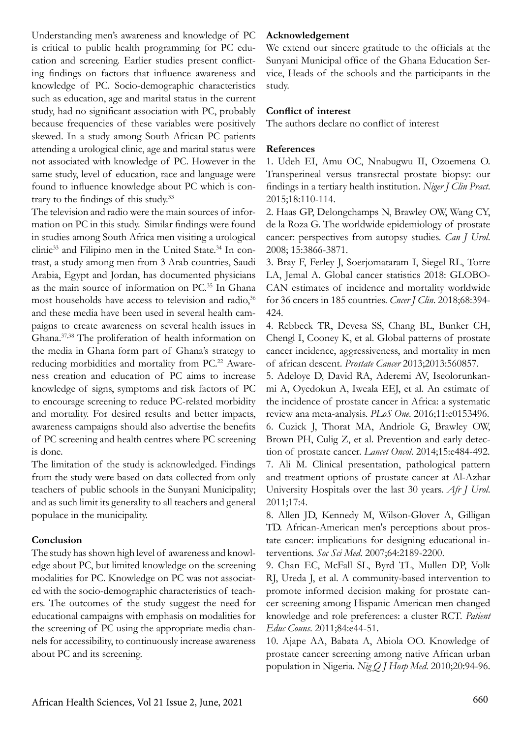Understanding men's awareness and knowledge of PC is critical to public health programming for PC education and screening. Earlier studies present conflicting findings on factors that influence awareness and knowledge of PC. Socio-demographic characteristics such as education, age and marital status in the current study, had no significant association with PC, probably because frequencies of these variables were positively skewed. In a study among South African PC patients attending a urological clinic, age and marital status were not associated with knowledge of PC. However in the same study, level of education, race and language were found to influence knowledge about PC which is contrary to the findings of this study.[33]

The television and radio were the main sources of information on PC in this study. Similar findings were found in studies among South Africa men visiting a urological clinic[33] and Filipino men in the United State.[34] In contrast, a study among men from 3 Arab countries, Saudi Arabia, Egypt and Jordan, has documented physicians as the main source of information on PC.[35] In Ghana most households have access to television and radio,[36] and these media have been used in several health campaigns to create awareness on several health issues in Ghana.[37,38] The proliferation of health information on the media in Ghana form part of Ghana's strategy to reducing morbidities and mortality from PC.[22] Awareness creation and education of PC aims to increase knowledge of signs, symptoms and risk factors of PC to encourage screening to reduce PC-related morbidity and mortality. For desired results and better impacts, awareness campaigns should also advertise the benefits of PC screening and health centres where PC screening is done.

The limitation of the study is acknowledged. Findings from the study were based on data collected from only teachers of public schools in the Sunyani Municipality; and as such limit its generality to all teachers and general populace in the municipality.

## Conclusion

The study has shown high level of awareness and knowledge about PC, but limited knowledge on the screening modalities for PC. Knowledge on PC was not associated with the socio-demographic characteristics of teachers. The outcomes of the study suggest the need for educational campaigns with emphasis on modalities for the screening of PC using the appropriate media channels for accessibility, to continuously increase awareness about PC and its screening.

## Acknowledgement

We extend our sincere gratitude to the officials at the Sunyani Municipal office of the Ghana Education Service, Heads of the schools and the participants in the study.

## Conflict of interest

The authors declare no conflict of interest

## References

1. Udeh EI, Amu OC, Nnabugwu II, Ozoemena O. Transperineal versus transrectal prostate biopsy: our findings in a tertiary health institution. *Niger J Clin Pract*. 2015;18:110-114.
2. Haas GP, Delongchamps N, Brawley OW, Wang CY, de la Roza G. The worldwide epidemiology of prostate cancer: perspectives from autopsy studies. *Can J Urol*. 2008; 15:3866-3871.
3. Bray F, Ferley J, Soerjomataram I, Siegel RL, Torre LA, Jemal A. Global cancer statistics 2018: GLOBOCAN estimates of incidence and mortality worldwide for 36 cncers in 185 countries. *Cncer J Clin*. 2018;68:394-424.
4. Rebbeck TR, Devesa SS, Chang BL, Bunker CH, Chengl I, Cooney K, et al. Global patterns of prostate cancer incidence, aggressiveness, and mortality in men of african descent. *Prostate Cancer* 2013;2013:560857.
5. Adeloye D, David RA, Aderemi AV, Iseolorunkanmi A, Oyedokun A, Iweala EEJ, et al. An estimate of the incidence of prostate cancer in Africa: a systematic review ana meta-analysis. *PLoS One*. 2016;11:e0153496.
6. Cuzick J, Thorat MA, Andriole G, Brawley OW, Brown PH, Culig Z, et al. Prevention and early detection of prostate cancer. *Lancet Oncol*. 2014;15:e484-492.
7. Ali M. Clinical presentation, pathological pattern and treatment options of prostate cancer at Al-Azhar University Hospitals over the last 30 years. *Afr J Urol*. 2011;17:4.
8. Allen JD, Kennedy M, Wilson-Glover A, Gilligan TD. African-American men's perceptions about prostate cancer: implications for designing educational interventions. *Soc Sci Med*. 2007;64:2189-2200.
9. Chan EC, McFall SL, Byrd TL, Mullen DP, Volk RJ, Ureda J, et al. A community-based intervention to promote informed decision making for prostate cancer screening among Hispanic American men changed knowledge and role preferences: a cluster RCT. *Patient Educ Couns*. 2011;84:e44-51.
10. Ajape AA, Babata A, Abiola OO. Knowledge of prostate cancer screening among native African urban population in Nigeria. *Nig Q J Hosp Med*. 2010;20:94-96.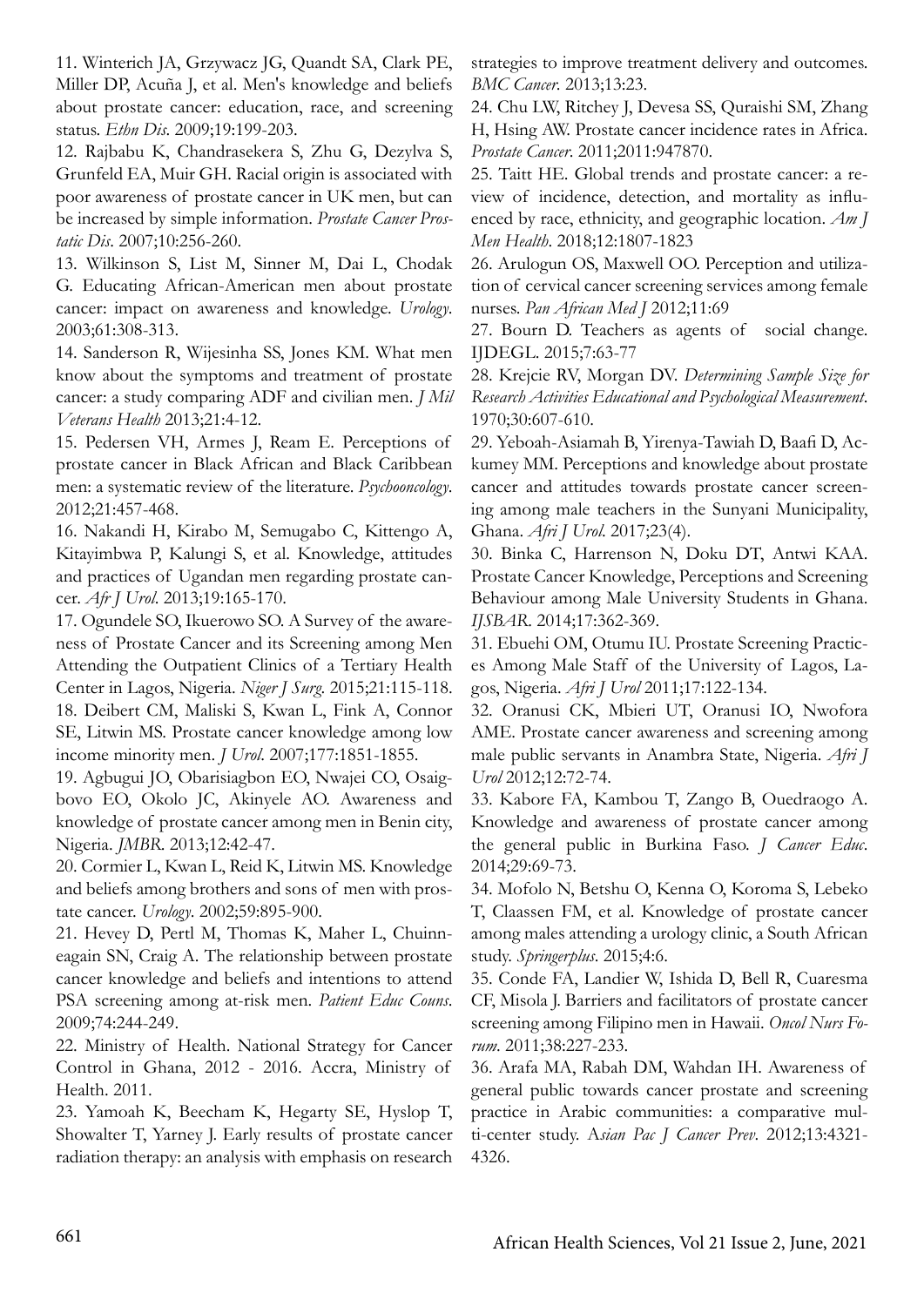11. Winterich JA, Grzywacz JG, Quandt SA, Clark PE, Miller DP, Acuña J, et al. Men's knowledge and beliefs about prostate cancer: education, race, and screening status. *Ethn Dis*. 2009;19:199-203.

12. Rajbabu K, Chandrasekera S, Zhu G, Dezylva S, Grunfeld EA, Muir GH. Racial origin is associated with poor awareness of prostate cancer in UK men, but can be increased by simple information. *Prostate Cancer Prostatic Dis*. 2007;10:256-260.

13. Wilkinson S, List M, Sinner M, Dai L, Chodak G. Educating African-American men about prostate cancer: impact on awareness and knowledge. *Urology*. 2003;61:308-313.

14. Sanderson R, Wijesinha SS, Jones KM. What men know about the symptoms and treatment of prostate cancer: a study comparing ADF and civilian men. *J Mil Veterans Health* 2013;21:4-12.

15. Pedersen VH, Armes J, Ream E. Perceptions of prostate cancer in Black African and Black Caribbean men: a systematic review of the literature. *Psychooncology*. 2012;21:457-468.

16. Nakandi H, Kirabo M, Semugabo C, Kittengo A, Kitayimbwa P, Kalungi S, et al. Knowledge, attitudes and practices of Ugandan men regarding prostate cancer. *Afr J Urol*. 2013;19:165-170.

17. Ogundele SO, Ikuerowo SO. A Survey of the awareness of Prostate Cancer and its Screening among Men Attending the Outpatient Clinics of a Tertiary Health Center in Lagos, Nigeria. *Niger J Surg*. 2015;21:115-118.

18. Deibert CM, Maliski S, Kwan L, Fink A, Connor SE, Litwin MS. Prostate cancer knowledge among low income minority men. *J Urol*. 2007;177:1851-1855.

19. Agbugui JO, Obarisiagbon EO, Nwajei CO, Osaigbovo EO, Okolo JC, Akinyele AO. Awareness and knowledge of prostate cancer among men in Benin city, Nigeria. *JMBR*. 2013;12:42-47.

20. Cormier L, Kwan L, Reid K, Litwin MS. Knowledge and beliefs among brothers and sons of men with prostate cancer. *Urology*. 2002;59:895-900.

21. Hevey D, Pertl M, Thomas K, Maher L, Chuinneagain SN, Craig A. The relationship between prostate cancer knowledge and beliefs and intentions to attend PSA screening among at-risk men. *Patient Educ Couns*. 2009;74:244-249.

22. Ministry of Health. National Strategy for Cancer Control in Ghana, 2012 - 2016. Accra, Ministry of Health. 2011.

23. Yamoah K, Beecham K, Hegarty SE, Hyslop T, Showalter T, Yarney J. Early results of prostate cancer radiation therapy: an analysis with emphasis on research strategies to improve treatment delivery and outcomes. *BMC Cancer*. 2013;13:23.

24. Chu LW, Ritchey J, Devesa SS, Quraishi SM, Zhang H, Hsing AW. Prostate cancer incidence rates in Africa. *Prostate Cancer*. 2011;2011:947870.

25. Taitt HE. Global trends and prostate cancer: a review of incidence, detection, and mortality as influenced by race, ethnicity, and geographic location. *Am J Men Health*. 2018;12:1807-1823

26. Arulogun OS, Maxwell OO. Perception and utilization of cervical cancer screening services among female nurses. *Pan African Med J* 2012;11:69

27. Bourn D. Teachers as agents of social change. IJDEGL. 2015;7:63-77

28. Krejcie RV, Morgan DV. *Determining Sample Size for Research Activities Educational and Psychological Measurement*. 1970;30:607-610.

29. Yeboah-Asiamah B, Yirenya-Tawiah D, Baafi D, Ackumey MM. Perceptions and knowledge about prostate cancer and attitudes towards prostate cancer screening among male teachers in the Sunyani Municipality, Ghana. *Afri J Urol*. 2017;23(4).

30. Binka C, Harrenson N, Doku DT, Antwi KAA. Prostate Cancer Knowledge, Perceptions and Screening Behaviour among Male University Students in Ghana. *IJSBAR*. 2014;17:362-369.

31. Ebuehi OM, Otumu IU. Prostate Screening Practices Among Male Staff of the University of Lagos, Lagos, Nigeria. *Afri J Urol* 2011;17:122-134.

32. Oranusi CK, Mbieri UT, Oranusi IO, Nwofora AME. Prostate cancer awareness and screening among male public servants in Anambra State, Nigeria. *Afri J Urol* 2012;12:72-74.

33. Kabore FA, Kambou T, Zango B, Ouedraogo A. Knowledge and awareness of prostate cancer among the general public in Burkina Faso. *J Cancer Educ*. 2014;29:69-73.

34. Mofolo N, Betshu O, Kenna O, Koroma S, Lebeko T, Claassen FM, et al. Knowledge of prostate cancer among males attending a urology clinic, a South African study. *Springerplus*. 2015;4:6.

35. Conde FA, Landier W, Ishida D, Bell R, Cuaresma CF, Misola J. Barriers and facilitators of prostate cancer screening among Filipino men in Hawaii. *Oncol Nurs Forum*. 2011;38:227-233.

36. Arafa MA, Rabah DM, Wahdan IH. Awareness of general public towards cancer prostate and screening practice in Arabic communities: a comparative multi-center study. *Asian Pac J Cancer Prev*. 2012;13:4321-4326.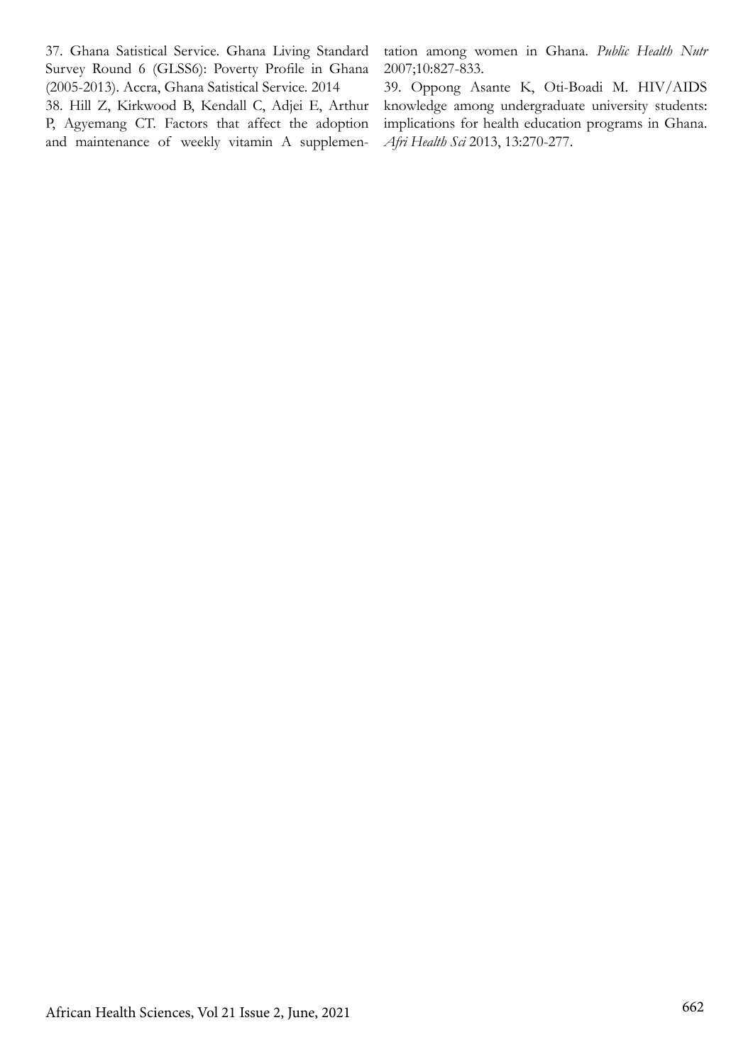37. Ghana Satistical Service. Ghana Living Standard Survey Round 6 (GLSS6): Poverty Profile in Ghana (2005-2013). Accra, Ghana Satistical Service. 2014

38. Hill Z, Kirkwood B, Kendall C, Adjei E, Arthur P, Agyemang CT. Factors that affect the adoption and maintenance of weekly vitamin A supplementation among women in Ghana. *Public Health Nutr* 2007;10:827-833.

39. Oppong Asante K, Oti-Boadi M. HIV/AIDS knowledge among undergraduate university students: implications for health education programs in Ghana. *Afri Health Sci* 2013, 13:270-277.